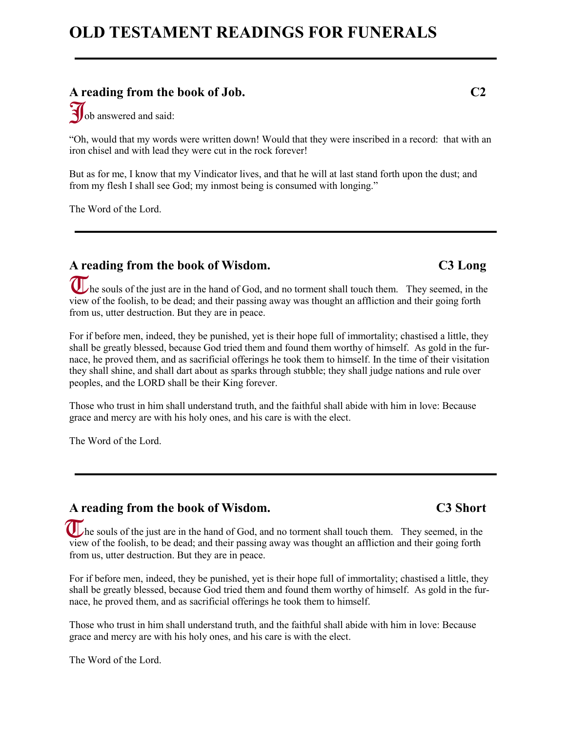# OLD TESTAMENT READINGS FOR FUNERALS

---

### A reading from the book of Job. C2

Job answered and said:

"Oh, would that my words were written down! Would that they were inscribed in a record: that with an iron chisel and with lead they were cut in the rock forever!

But as for me, I know that my Vindicator lives, and that he will at last stand forth upon the dust; and from my flesh I shall see God; my inmost being is consumed with longing."

The Word of the Lord.

---

### A reading from the book of Wisdom. C3 Long

The souls of the just are in the hand of God, and no torment shall touch them. They seemed, in the view of the foolish, to be dead; and their passing away was thought an affliction and their going forth from us, utter destruction. But they are in peace.

For if before men, indeed, they be punished, yet is their hope full of immortality; chastised a little, they shall be greatly blessed, because God tried them and found them worthy of himself. As gold in the furnace, he proved them, and as sacrificial offerings he took them to himself. In the time of their visitation they shall shine, and shall dart about as sparks through stubble; they shall judge nations and rule over peoples, and the LORD shall be their King forever.

Those who trust in him shall understand truth, and the faithful shall abide with him in love: Because grace and mercy are with his holy ones, and his care is with the elect.

The Word of the Lord.

---

### A reading from the book of Wisdom. C3 Short

The souls of the just are in the hand of God, and no torment shall touch them. They seemed, in the view of the foolish, to be dead; and their passing away was thought an affliction and their going forth from us, utter destruction. But they are in peace.

For if before men, indeed, they be punished, yet is their hope full of immortality; chastised a little, they shall be greatly blessed, because God tried them and found them worthy of himself. As gold in the furnace, he proved them, and as sacrificial offerings he took them to himself.

Those who trust in him shall understand truth, and the faithful shall abide with him in love: Because grace and mercy are with his holy ones, and his care is with the elect.

The Word of the Lord.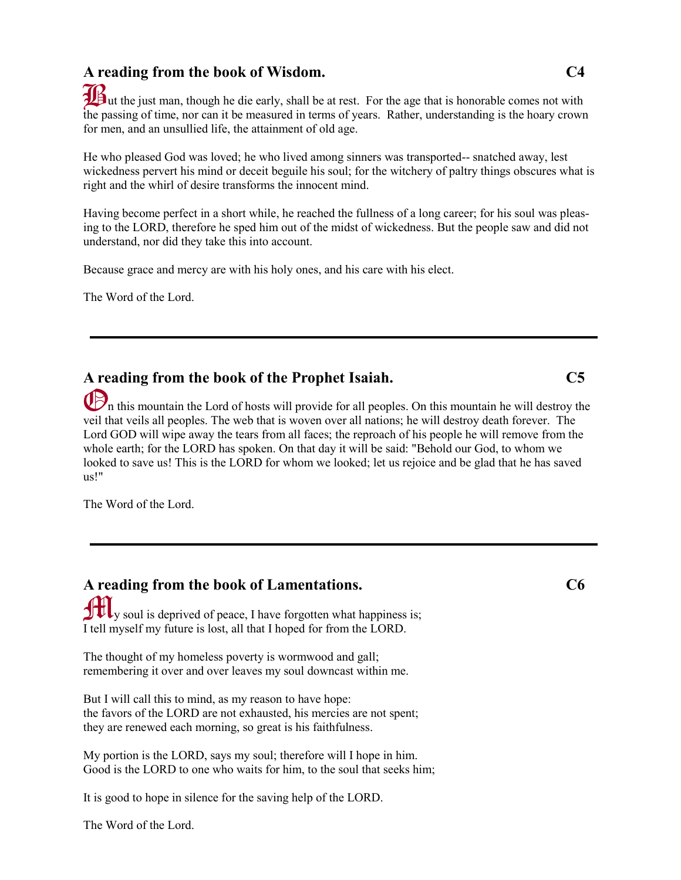## A reading from the book of Wisdom. C4

But the just man, though he die early, shall be at rest. For the age that is honorable comes not with the passing of time, nor can it be measured in terms of years. Rather, understanding is the hoary crown for men, and an unsullied life, the attainment of old age.

He who pleased God was loved; he who lived among sinners was transported-- snatched away, lest wickedness pervert his mind or deceit beguile his soul; for the witchery of paltry things obscures what is right and the whirl of desire transforms the innocent mind.

Having become perfect in a short while, he reached the fullness of a long career; for his soul was pleasing to the LORD, therefore he sped him out of the midst of wickedness. But the people saw and did not understand, nor did they take this into account.

Because grace and mercy are with his holy ones, and his care with his elect.

The Word of the Lord.

---

## A reading from the book of the Prophet Isaiah. C5

On this mountain the Lord of hosts will provide for all peoples. On this mountain he will destroy the veil that veils all peoples. The web that is woven over all nations; he will destroy death forever. The Lord GOD will wipe away the tears from all faces; the reproach of his people he will remove from the whole earth; for the LORD has spoken. On that day it will be said: "Behold our God, to whom we looked to save us! This is the LORD for whom we looked; let us rejoice and be glad that he has saved us!"

The Word of the Lord.

---

## A reading from the book of Lamentations. C6

My soul is deprived of peace, I have forgotten what happiness is;
I tell myself my future is lost, all that I hoped for from the LORD.

The thought of my homeless poverty is wormwood and gall;
remembering it over and over leaves my soul downcast within me.

But I will call this to mind, as my reason to have hope:
the favors of the LORD are not exhausted, his mercies are not spent;
they are renewed each morning, so great is his faithfulness.

My portion is the LORD, says my soul; therefore will I hope in him.
Good is the LORD to one who waits for him, to the soul that seeks him;

It is good to hope in silence for the saving help of the LORD.

The Word of the Lord.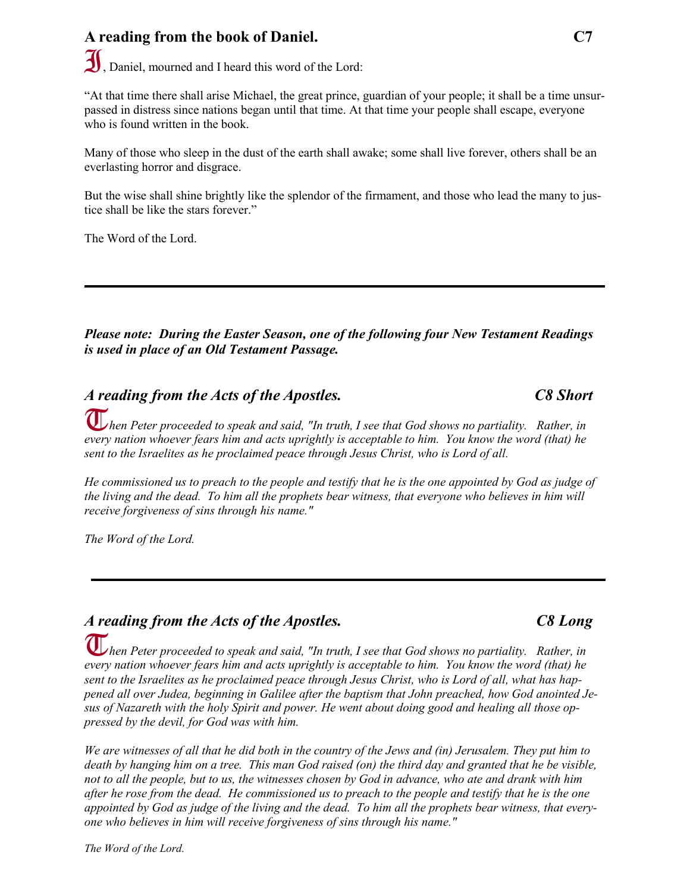## A reading from the book of Daniel. C7

I, Daniel, mourned and I heard this word of the Lord:

"At that time there shall arise Michael, the great prince, guardian of your people; it shall be a time unsurpassed in distress since nations began until that time. At that time your people shall escape, everyone who is found written in the book.

Many of those who sleep in the dust of the earth shall awake; some shall live forever, others shall be an everlasting horror and disgrace.

But the wise shall shine brightly like the splendor of the firmament, and those who lead the many to justice shall be like the stars forever."

The Word of the Lord.

---

***Please note: During the Easter Season, one of the following four New Testament Readings is used in place of an Old Testament Passage.***

## *A reading from the Acts of the Apostles. C8 Short*

*Then Peter proceeded to speak and said, "In truth, I see that God shows no partiality. Rather, in every nation whoever fears him and acts uprightly is acceptable to him. You know the word (that) he sent to the Israelites as he proclaimed peace through Jesus Christ, who is Lord of all.*

*He commissioned us to preach to the people and testify that he is the one appointed by God as judge of the living and the dead. To him all the prophets bear witness, that everyone who believes in him will receive forgiveness of sins through his name."*

*The Word of the Lord.*

---

## *A reading from the Acts of the Apostles. C8 Long*

*Then Peter proceeded to speak and said, "In truth, I see that God shows no partiality. Rather, in every nation whoever fears him and acts uprightly is acceptable to him. You know the word (that) he sent to the Israelites as he proclaimed peace through Jesus Christ, who is Lord of all, what has happened all over Judea, beginning in Galilee after the baptism that John preached, how God anointed Jesus of Nazareth with the holy Spirit and power. He went about doing good and healing all those oppressed by the devil, for God was with him.*

*We are witnesses of all that he did both in the country of the Jews and (in) Jerusalem. They put him to death by hanging him on a tree. This man God raised (on) the third day and granted that he be visible, not to all the people, but to us, the witnesses chosen by God in advance, who ate and drank with him after he rose from the dead. He commissioned us to preach to the people and testify that he is the one appointed by God as judge of the living and the dead. To him all the prophets bear witness, that everyone who believes in him will receive forgiveness of sins through his name."*

*The Word of the Lord.*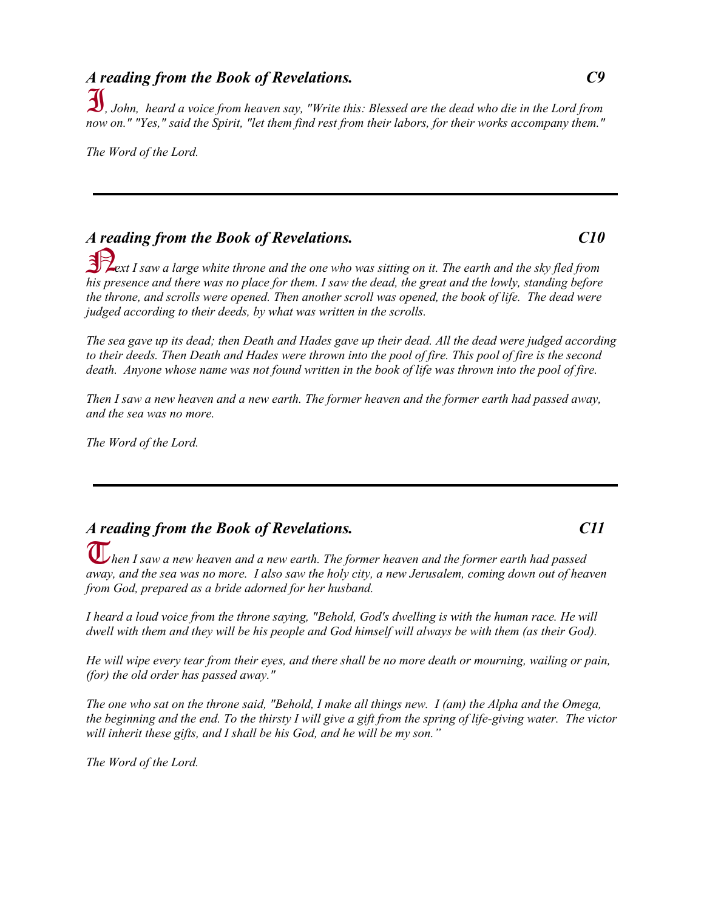## *A reading from the Book of Revelations.* *C9*

*I, John, heard a voice from heaven say, "Write this: Blessed are the dead who die in the Lord from now on." "Yes," said the Spirit, "let them find rest from their labors, for their works accompany them."*

*The Word of the Lord.*

---

## *A reading from the Book of Revelations.* *C10*

*Next I saw a large white throne and the one who was sitting on it. The earth and the sky fled from his presence and there was no place for them. I saw the dead, the great and the lowly, standing before the throne, and scrolls were opened. Then another scroll was opened, the book of life. The dead were judged according to their deeds, by what was written in the scrolls.*

*The sea gave up its dead; then Death and Hades gave up their dead. All the dead were judged according to their deeds. Then Death and Hades were thrown into the pool of fire. This pool of fire is the second death. Anyone whose name was not found written in the book of life was thrown into the pool of fire.*

*Then I saw a new heaven and a new earth. The former heaven and the former earth had passed away, and the sea was no more.*

*The Word of the Lord.*

---

## *A reading from the Book of Revelations.* *C11*

*Then I saw a new heaven and a new earth. The former heaven and the former earth had passed away, and the sea was no more. I also saw the holy city, a new Jerusalem, coming down out of heaven from God, prepared as a bride adorned for her husband.*

*I heard a loud voice from the throne saying, "Behold, God's dwelling is with the human race. He will dwell with them and they will be his people and God himself will always be with them (as their God).*

*He will wipe every tear from their eyes, and there shall be no more death or mourning, wailing or pain, (for) the old order has passed away."*

*The one who sat on the throne said, "Behold, I make all things new. I (am) the Alpha and the Omega, the beginning and the end. To the thirsty I will give a gift from the spring of life-giving water. The victor will inherit these gifts, and I shall be his God, and he will be my son."*

*The Word of the Lord.*